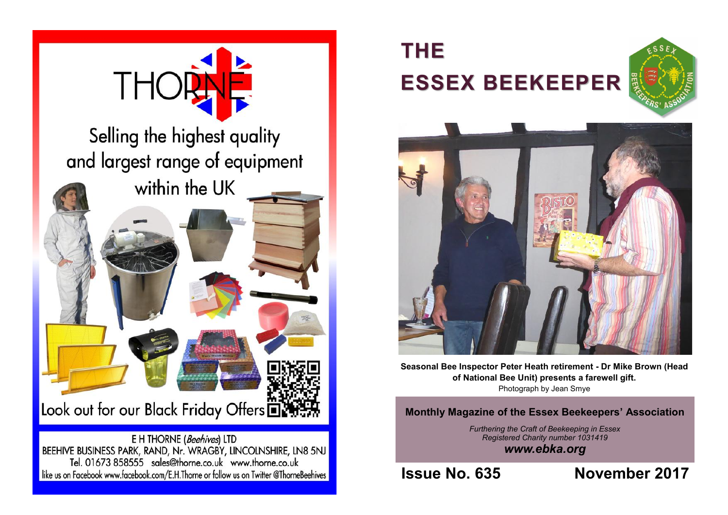# THORNE

Selling the highest quality and largest range of equipment within the UK

Look out for our Black Friday Offers

E H THORNE (*Beehives*) LTD
BEEHIVE BUSINESS PARK, RAND, Nr. WRAGBY, LINCOLNSHIRE, LN8 5NJ
Tel. 01673 858555 sales@thorne.co.uk www.thorne.co.uk
like us on Facebook www.facebook.com/E.H.Thorne or follow us on Twitter @ThorneBeehives

# THE ESSEX BEEKEEPER

**Seasonal Bee Inspector Peter Heath retirement - Dr Mike Brown (Head of National Bee Unit) presents a farewell gift.**
Photograph by Jean Smye

**Monthly Magazine of the Essex Beekeepers' Association**

*Furthering the Craft of Beekeeping in Essex*
*Registered Charity number 1031419*
***www.ebka.org***

## Issue No. 635 — November 2017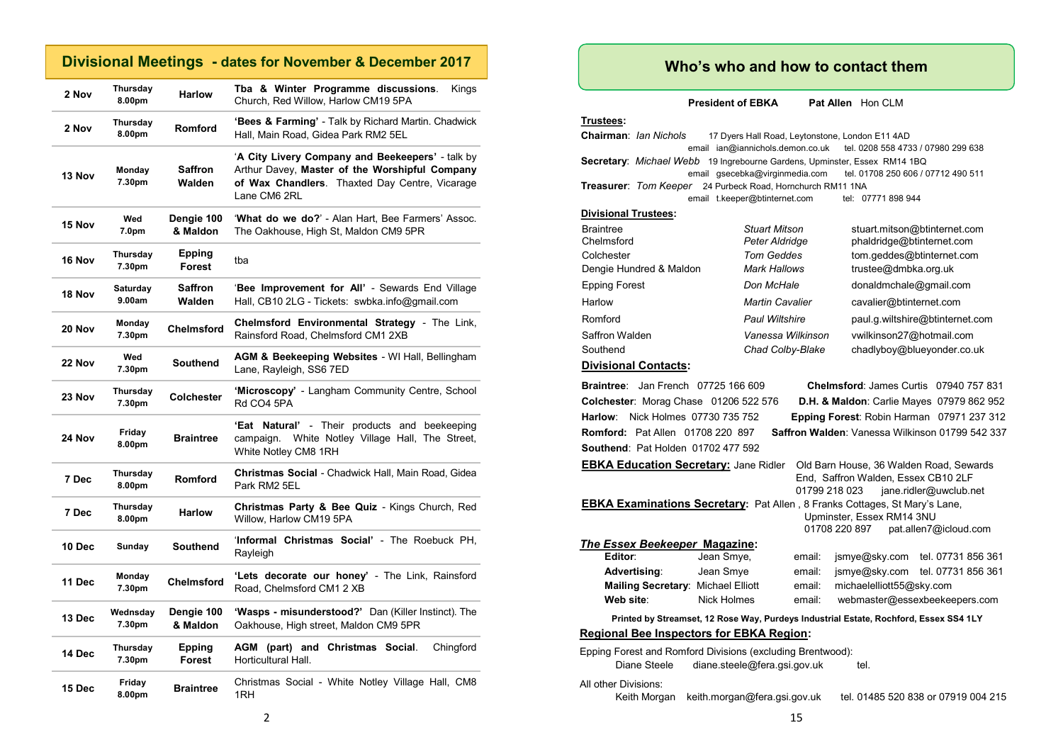## Divisional Meetings - dates for November & December 2017

| | | | |
|---|---|---|---|
| 2 Nov | Thursday 8.00pm | Harlow | **Tba & Winter Programme discussions**. Kings Church, Red Willow, Harlow CM19 5PA |
| 2 Nov | Thursday 8.00pm | Romford | **'Bees & Farming'** - Talk by Richard Martin. Chadwick Hall, Main Road, Gidea Park RM2 5EL |
| 13 Nov | Monday 7.30pm | Saffron Walden | '**A City Livery Company and Beekeepers'** - talk by Arthur Davey, **Master of the Worshipful Company of Wax Chandlers**. Thaxted Day Centre, Vicarage Lane CM6 2RL |
| 15 Nov | Wed 7.0pm | Dengie 100 & Maldon | '**What do we do?**' - Alan Hart, Bee Farmers' Assoc. The Oakhouse, High St, Maldon CM9 5PR |
| 16 Nov | Thursday 7.30pm | Epping Forest | tba |
| 18 Nov | Saturday 9.00am | Saffron Walden | '**Bee Improvement for All'** - Sewards End Village Hall, CB10 2LG - Tickets: swbka.info@gmail.com |
| 20 Nov | Monday 7.30pm | Chelmsford | **Chelmsford Environmental Strategy** - The Link, Rainsford Road, Chelmsford CM1 2XB |
| 22 Nov | Wed 7.30pm | Southend | **AGM & Beekeeping Websites** - WI Hall, Bellingham Lane, Rayleigh, SS6 7ED |
| 23 Nov | Thursday 7.30pm | Colchester | **'Microscopy'** - Langham Community Centre, School Rd CO4 5PA |
| 24 Nov | Friday 8.00pm | Braintree | **'Eat Natural'** - Their products and beekeeping campaign. White Notley Village Hall, The Street, White Notley CM8 1RH |
| 7 Dec | Thursday 8.00pm | Romford | **Christmas Social** - Chadwick Hall, Main Road, Gidea Park RM2 5EL |
| 7 Dec | Thursday 8.00pm | Harlow | **Christmas Party & Bee Quiz** - Kings Church, Red Willow, Harlow CM19 5PA |
| 10 Dec | Sunday | Southend | '**Informal Christmas Social'** - The Roebuck PH, Rayleigh |
| 11 Dec | Monday 7.30pm | Chelmsford | **'Lets decorate our honey'** - The Link, Rainsford Road, Chelmsford CM1 2 XB |
| 13 Dec | Wednsday 7.30pm | Dengie 100 & Maldon | **'Wasps - misunderstood?'** Dan (Killer Instinct). The Oakhouse, High street, Maldon CM9 5PR |
| 14 Dec | Thursday 7.30pm | Epping Forest | **AGM (part) and Christmas Social**. Chingford Horticultural Hall. |
| 15 Dec | Friday 8.00pm | Braintree | Christmas Social - White Notley Village Hall, CM8 1RH |

## Who's who and how to contact them

**President of EBKA** **Pat Allen** Hon CLM

**Trustees:**

**Chairman**: *Ian Nichols* 17 Dyers Hall Road, Leytonstone, London E11 4AD
email ian@iannichols.demon.co.uk tel. 0208 558 4733 / 07980 299 638

**Secretary**: *Michael Webb* 19 Ingrebourne Gardens, Upminster, Essex RM14 1BQ
email gsecebka@virginmedia.com tel. 01708 250 606 / 07712 490 511

**Treasurer**: *Tom Keeper* 24 Purbeck Road, Hornchurch RM11 1NA
email t.keeper@btinternet.com tel: 07771 898 944

**Divisional Trustees:**

| | | |
|---|---|---|
| Braintree | *Stuart Mitson* | stuart.mitson@btinternet.com |
| Chelmsford | *Peter Aldridge* | phaldridge@btinternet.com |
| Colchester | *Tom Geddes* | tom.geddes@btinternet.com |
| Dengie Hundred & Maldon | *Mark Hallows* | trustee@dmbka.org.uk |
| Epping Forest | *Don McHale* | donaldmchale@gmail.com |
| Harlow | *Martin Cavalier* | cavalier@btinternet.com |
| Romford | *Paul Wiltshire* | paul.g.wiltshire@btinternet.com |
| Saffron Walden | *Vanessa Wilkinson* | vwilkinson27@hotmail.com |
| Southend | *Chad Colby-Blake* | chadlyboy@blueyonder.co.uk |

**Divisional Contacts:**

**Braintree**: Jan French 07725 166 609
**Chelmsford**: James Curtis 07940 757 831
**Colchester**: Morag Chase 01206 522 576
**D.H. & Maldon**: Carlie Mayes 07979 862 952
**Harlow**: Nick Holmes 07730 735 752
**Epping Forest**: Robin Harman 07971 237 312
**Romford:** Pat Allen 01708 220 897
**Saffron Walden**: Vanessa Wilkinson 01799 542 337
**Southend**: Pat Holden 01702 477 592

**EBKA Education Secretary:** Jane Ridler Old Barn House, 36 Walden Road, Sewards End, Saffron Walden, Essex CB10 2LF
01799 218 023 jane.ridler@uwclub.net

**EBKA Examinations Secretary**: Pat Allen , 8 Franks Cottages, St Mary's Lane, Upminster, Essex RM14 3NU
01708 220 897 pat.allen7@icloud.com

***The Essex Beekeeper* Magazine:**

| | | | |
|---|---|---|---|
| **Editor**: | Jean Smye, | email: jsmye@sky.com | tel. 07731 856 361 |
| **Advertising**: | Jean Smye | email: jsmye@sky.com | tel. 07731 856 361 |
| **Mailing Secretary**: | Michael Elliott | email: michaelelliott55@sky.com | |
| **Web site**: | Nick Holmes | email: webmaster@essexbeekeepers.com | |

**Printed by Streamset, 12 Rose Way, Purdeys Industrial Estate, Rochford, Essex SS4 1LY**

**Regional Bee Inspectors for EBKA Region:**

Epping Forest and Romford Divisions (excluding Brentwood):
Diane Steele diane.steele@fera.gsi.gov.uk tel.

All other Divisions:
Keith Morgan keith.morgan@fera.gsi.gov.uk tel. 01485 520 838 or 07919 004 215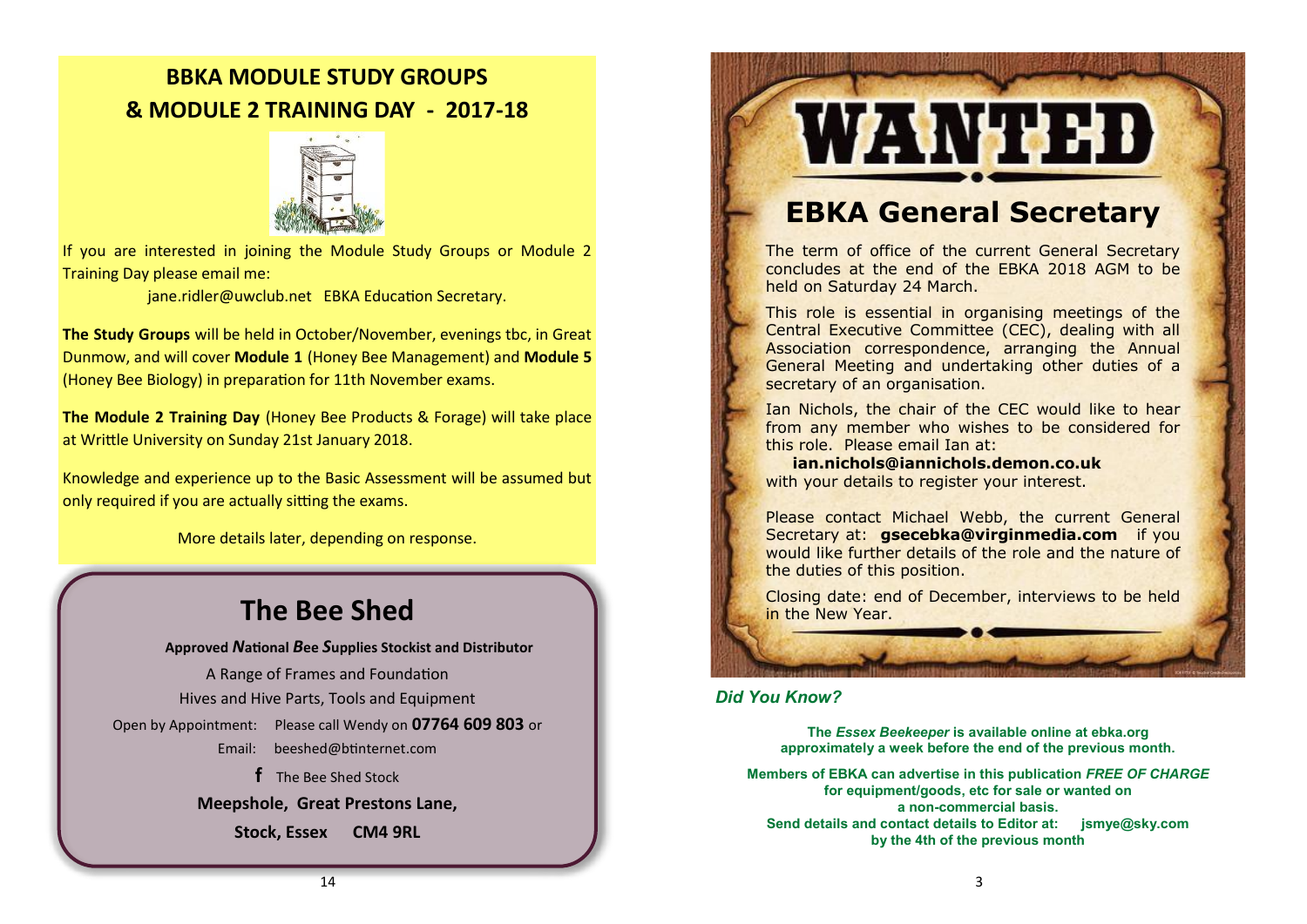## BBKA MODULE STUDY GROUPS
## & MODULE 2 TRAINING DAY - 2017-18

If you are interested in joining the Module Study Groups or Module 2 Training Day please email me:

jane.ridler@uwclub.net EBKA Education Secretary.

**The Study Groups** will be held in October/November, evenings tbc, in Great Dunmow, and will cover **Module 1** (Honey Bee Management) and **Module 5** (Honey Bee Biology) in preparation for 11th November exams.

**The Module 2 Training Day** (Honey Bee Products & Forage) will take place at Writtle University on Sunday 21st January 2018.

Knowledge and experience up to the Basic Assessment will be assumed but only required if you are actually sitting the exams.

More details later, depending on response.

## The Bee Shed

**Approved *N*ational *B*ee *S*upplies Stockist and Distributor**

A Range of Frames and Foundation

Hives and Hive Parts, Tools and Equipment

Open by Appointment: Please call Wendy on **07764 609 803** or

Email: beeshed@btinternet.com

f The Bee Shed Stock

**Meepshole, Great Prestons Lane,**

**Stock, Essex CM4 9RL**

# WANTED

## EBKA General Secretary

The term of office of the current General Secretary concludes at the end of the EBKA 2018 AGM to be held on Saturday 24 March.

This role is essential in organising meetings of the Central Executive Committee (CEC), dealing with all Association correspondence, arranging the Annual General Meeting and undertaking other duties of a secretary of an organisation.

Ian Nichols, the chair of the CEC would like to hear from any member who wishes to be considered for this role. Please email Ian at:

**ian.nichols@iannichols.demon.co.uk**

with your details to register your interest.

Please contact Michael Webb, the current General Secretary at: **gsecebka@virginmedia.com** if you would like further details of the role and the nature of the duties of this position.

Closing date: end of December, interviews to be held in the New Year.

***Did You Know?***

**The *Essex Beekeeper* is available online at ebka.org approximately a week before the end of the previous month.**

**Members of EBKA can advertise in this publication *FREE OF CHARGE* for equipment/goods, etc for sale or wanted on a non-commercial basis.**
**Send details and contact details to Editor at: jsmye@sky.com by the 4th of the previous month**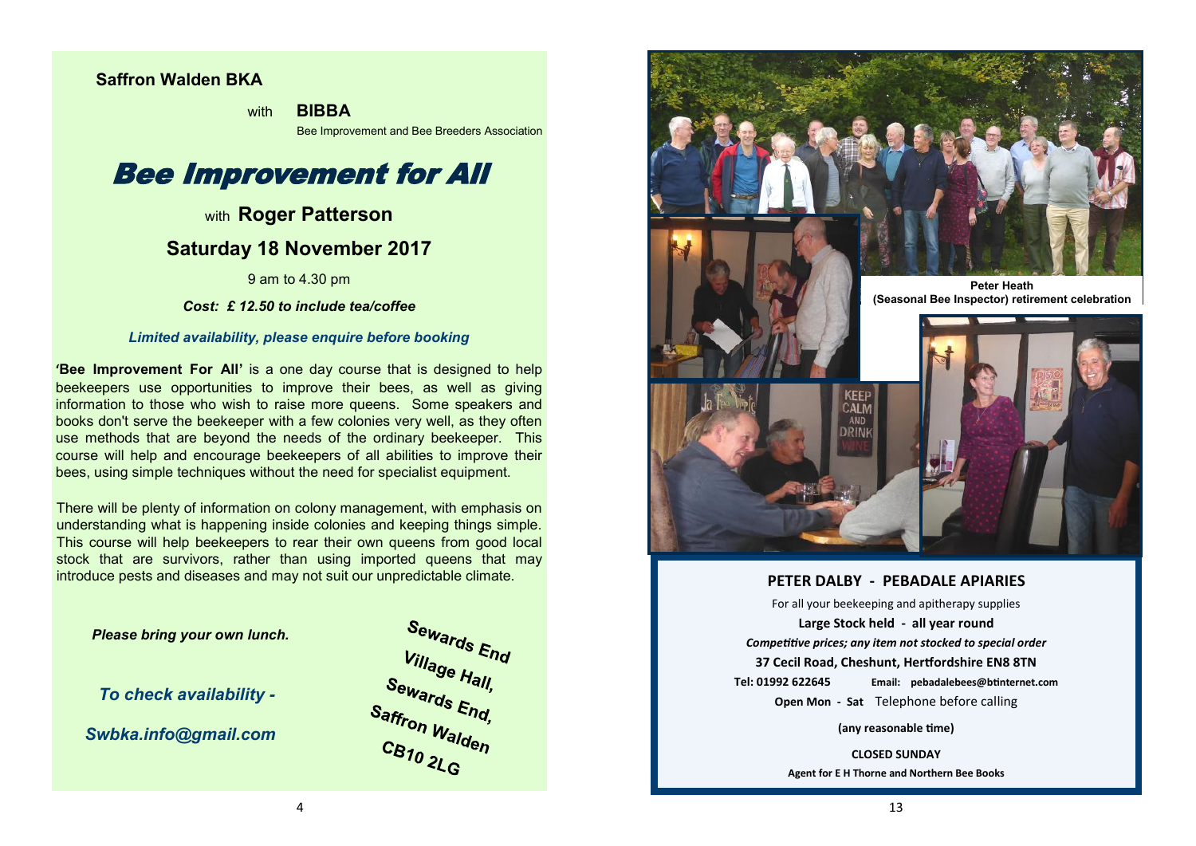**Saffron Walden BKA**

with **BIBBA**

Bee Improvement and Bee Breeders Association

# Bee Improvement for All

with **Roger Patterson**

## Saturday 18 November 2017

9 am to 4.30 pm

***Cost: £ 12.50 to include tea/coffee***

***Limited availability, please enquire before booking***

**'Bee Improvement For All'** is a one day course that is designed to help beekeepers use opportunities to improve their bees, as well as giving information to those who wish to raise more queens. Some speakers and books don't serve the beekeeper with a few colonies very well, as they often use methods that are beyond the needs of the ordinary beekeeper. This course will help and encourage beekeepers of all abilities to improve their bees, using simple techniques without the need for specialist equipment.

There will be plenty of information on colony management, with emphasis on understanding what is happening inside colonies and keeping things simple. This course will help beekeepers to rear their own queens from good local stock that are survivors, rather than using imported queens that may introduce pests and diseases and may not suit our unpredictable climate.

***Please bring your own lunch.***

***To check availability -***

***Swbka.info@gmail.com***

**Sewards End Village Hall, Sewards End, Saffron Walden CB10 2LG**

**Peter Heath (Seasonal Bee Inspector) retirement celebration**

**PETER DALBY - PEBADALE APIARIES**

For all your beekeeping and apitherapy supplies

**Large Stock held - all year round**

***Competitive prices; any item not stocked to special order***

**37 Cecil Road, Cheshunt, Hertfordshire EN8 8TN**

**Tel: 01992 622645** **Email: pebadalebees@btinternet.com**

**Open Mon - Sat** Telephone before calling

**(any reasonable time)**

**CLOSED SUNDAY**

**Agent for E H Thorne and Northern Bee Books**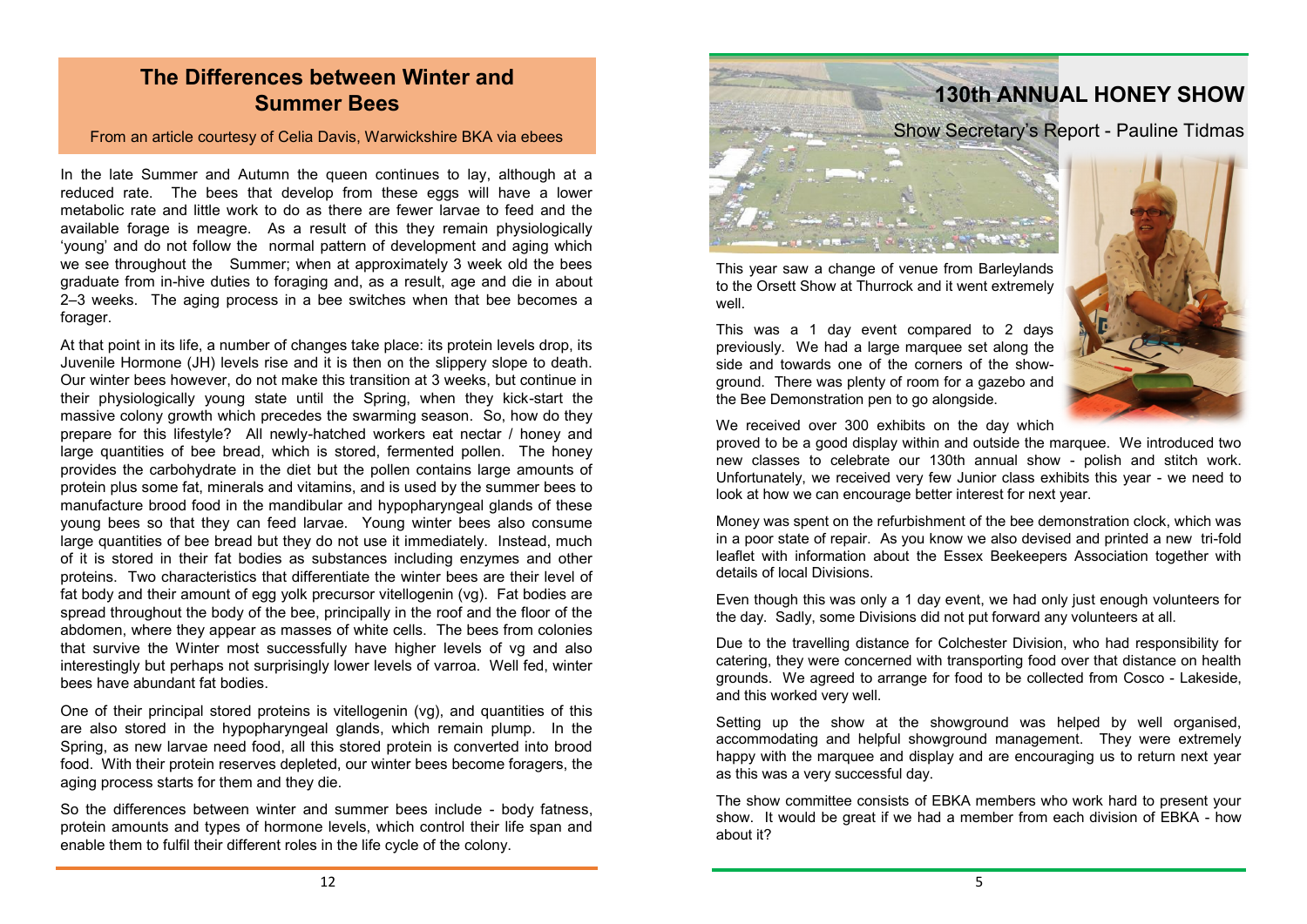## The Differences between Winter and Summer Bees

From an article courtesy of Celia Davis, Warwickshire BKA via ebees

In the late Summer and Autumn the queen continues to lay, although at a reduced rate. The bees that develop from these eggs will have a lower metabolic rate and little work to do as there are fewer larvae to feed and the available forage is meagre. As a result of this they remain physiologically 'young' and do not follow the normal pattern of development and aging which we see throughout the Summer; when at approximately 3 week old the bees graduate from in-hive duties to foraging and, as a result, age and die in about 2–3 weeks. The aging process in a bee switches when that bee becomes a forager.

At that point in its life, a number of changes take place: its protein levels drop, its Juvenile Hormone (JH) levels rise and it is then on the slippery slope to death. Our winter bees however, do not make this transition at 3 weeks, but continue in their physiologically young state until the Spring, when they kick-start the massive colony growth which precedes the swarming season. So, how do they prepare for this lifestyle? All newly-hatched workers eat nectar / honey and large quantities of bee bread, which is stored, fermented pollen. The honey provides the carbohydrate in the diet but the pollen contains large amounts of protein plus some fat, minerals and vitamins, and is used by the summer bees to manufacture brood food in the mandibular and hypopharyngeal glands of these young bees so that they can feed larvae. Young winter bees also consume large quantities of bee bread but they do not use it immediately. Instead, much of it is stored in their fat bodies as substances including enzymes and other proteins. Two characteristics that differentiate the winter bees are their level of fat body and their amount of egg yolk precursor vitellogenin (vg). Fat bodies are spread throughout the body of the bee, principally in the roof and the floor of the abdomen, where they appear as masses of white cells. The bees from colonies that survive the Winter most successfully have higher levels of vg and also interestingly but perhaps not surprisingly lower levels of varroa. Well fed, winter bees have abundant fat bodies.

One of their principal stored proteins is vitellogenin (vg), and quantities of this are also stored in the hypopharyngeal glands, which remain plump. In the Spring, as new larvae need food, all this stored protein is converted into brood food. With their protein reserves depleted, our winter bees become foragers, the aging process starts for them and they die.

So the differences between winter and summer bees include - body fatness, protein amounts and types of hormone levels, which control their life span and enable them to fulfil their different roles in the life cycle of the colony.

## 130th ANNUAL HONEY SHOW

Show Secretary's Report - Pauline Tidmas

This year saw a change of venue from Barleylands to the Orsett Show at Thurrock and it went extremely well.

This was a 1 day event compared to 2 days previously. We had a large marquee set along the side and towards one of the corners of the show-ground. There was plenty of room for a gazebo and the Bee Demonstration pen to go alongside.

We received over 300 exhibits on the day which proved to be a good display within and outside the marquee. We introduced two new classes to celebrate our 130th annual show - polish and stitch work. Unfortunately, we received very few Junior class exhibits this year - we need to look at how we can encourage better interest for next year.

Money was spent on the refurbishment of the bee demonstration clock, which was in a poor state of repair. As you know we also devised and printed a new tri-fold leaflet with information about the Essex Beekeepers Association together with details of local Divisions.

Even though this was only a 1 day event, we had only just enough volunteers for the day. Sadly, some Divisions did not put forward any volunteers at all.

Due to the travelling distance for Colchester Division, who had responsibility for catering, they were concerned with transporting food over that distance on health grounds. We agreed to arrange for food to be collected from Cosco - Lakeside, and this worked very well.

Setting up the show at the showground was helped by well organised, accommodating and helpful showground management. They were extremely happy with the marquee and display and are encouraging us to return next year as this was a very successful day.

The show committee consists of EBKA members who work hard to present your show. It would be great if we had a member from each division of EBKA - how about it?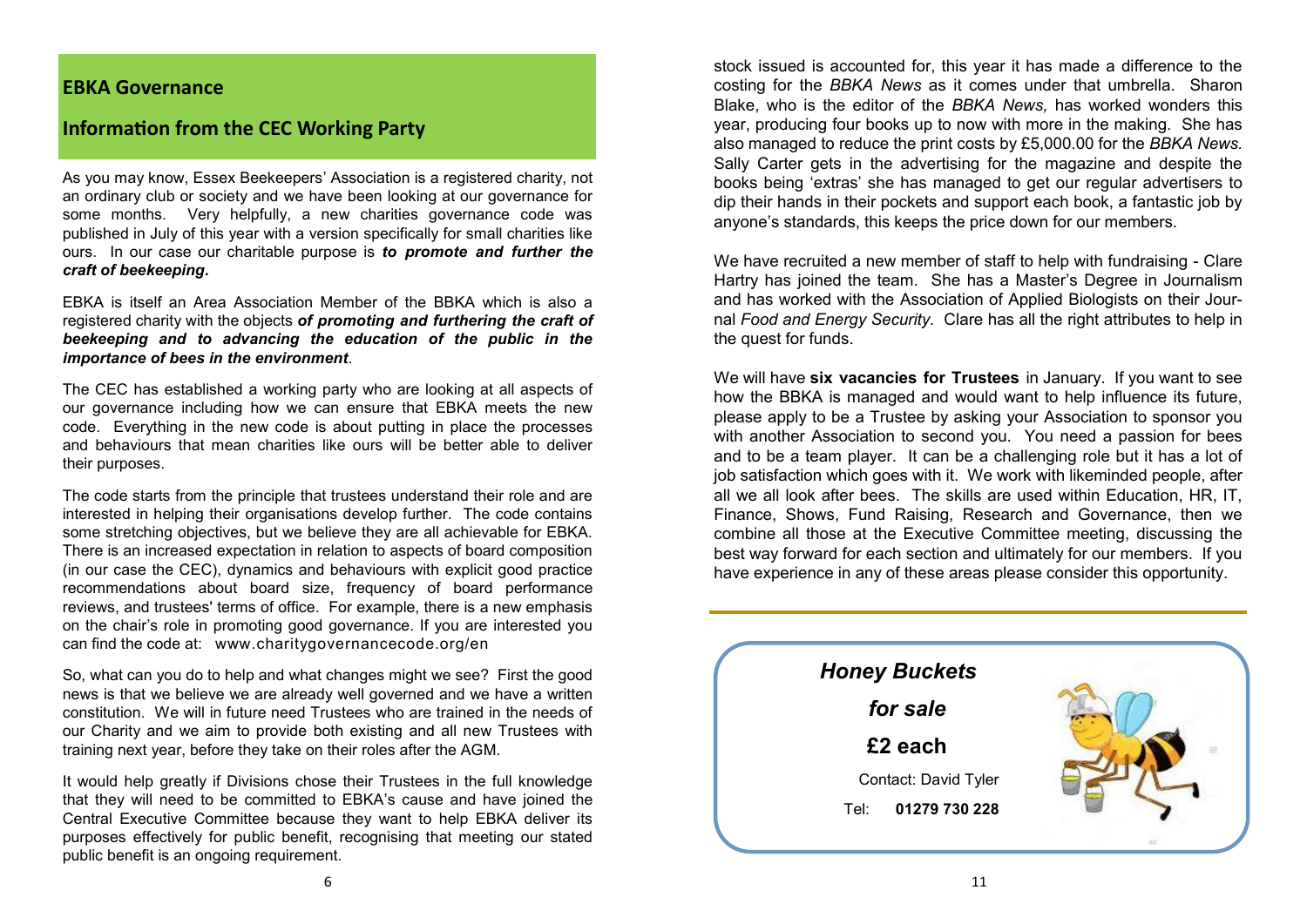## EBKA Governance

## Information from the CEC Working Party

As you may know, Essex Beekeepers' Association is a registered charity, not an ordinary club or society and we have been looking at our governance for some months. Very helpfully, a new charities governance code was published in July of this year with a version specifically for small charities like ours. In our case our charitable purpose is ***to promote and further the craft of beekeeping***.

EBKA is itself an Area Association Member of the BBKA which is also a registered charity with the objects ***of promoting and furthering the craft of beekeeping and to advancing the education of the public in the importance of bees in the environment***.

The CEC has established a working party who are looking at all aspects of our governance including how we can ensure that EBKA meets the new code. Everything in the new code is about putting in place the processes and behaviours that mean charities like ours will be better able to deliver their purposes.

The code starts from the principle that trustees understand their role and are interested in helping their organisations develop further. The code contains some stretching objectives, but we believe they are all achievable for EBKA. There is an increased expectation in relation to aspects of board composition (in our case the CEC), dynamics and behaviours with explicit good practice recommendations about board size, frequency of board performance reviews, and trustees' terms of office. For example, there is a new emphasis on the chair's role in promoting good governance. If you are interested you can find the code at: www.charitygovernancecode.org/en

So, what can you do to help and what changes might we see? First the good news is that we believe we are already well governed and we have a written constitution. We will in future need Trustees who are trained in the needs of our Charity and we aim to provide both existing and all new Trustees with training next year, before they take on their roles after the AGM.

It would help greatly if Divisions chose their Trustees in the full knowledge that they will need to be committed to EBKA's cause and have joined the Central Executive Committee because they want to help EBKA deliver its purposes effectively for public benefit, recognising that meeting our stated public benefit is an ongoing requirement.

stock issued is accounted for, this year it has made a difference to the costing for the *BBKA News* as it comes under that umbrella. Sharon Blake, who is the editor of the *BBKA News,* has worked wonders this year, producing four books up to now with more in the making. She has also managed to reduce the print costs by £5,000.00 for the *BBKA News.* Sally Carter gets in the advertising for the magazine and despite the books being 'extras' she has managed to get our regular advertisers to dip their hands in their pockets and support each book, a fantastic job by anyone's standards, this keeps the price down for our members.

We have recruited a new member of staff to help with fundraising - Clare Hartry has joined the team. She has a Master's Degree in Journalism and has worked with the Association of Applied Biologists on their Journal *Food and Energy Security*. Clare has all the right attributes to help in the quest for funds.

We will have **six vacancies for Trustees** in January. If you want to see how the BBKA is managed and would want to help influence its future, please apply to be a Trustee by asking your Association to sponsor you with another Association to second you. You need a passion for bees and to be a team player. It can be a challenging role but it has a lot of job satisfaction which goes with it. We work with likeminded people, after all we all look after bees. The skills are used within Education, HR, IT, Finance, Shows, Fund Raising, Research and Governance, then we combine all those at the Executive Committee meeting, discussing the best way forward for each section and ultimately for our members. If you have experience in any of these areas please consider this opportunity.

---

***Honey Buckets***

***for sale***

**£2 each**

Contact: David Tyler

Tel: **01279 730 228**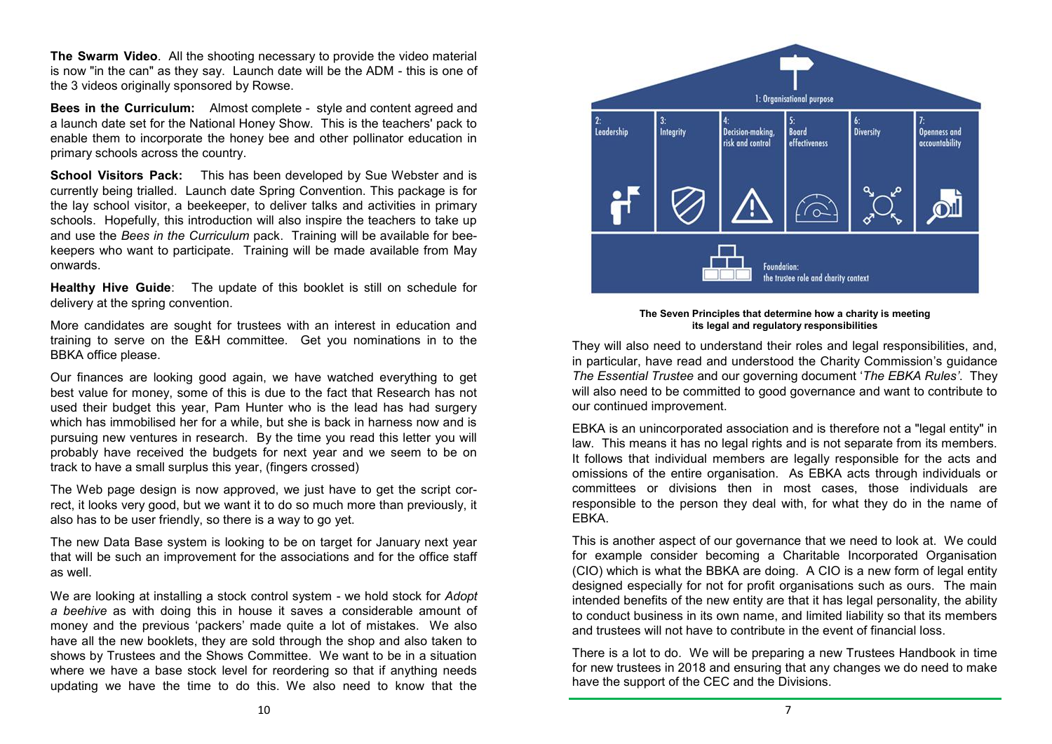**The Swarm Video**. All the shooting necessary to provide the video material is now "in the can" as they say. Launch date will be the ADM - this is one of the 3 videos originally sponsored by Rowse.

**Bees in the Curriculum:** Almost complete - style and content agreed and a launch date set for the National Honey Show. This is the teachers' pack to enable them to incorporate the honey bee and other pollinator education in primary schools across the country.

**School Visitors Pack:** This has been developed by Sue Webster and is currently being trialled. Launch date Spring Convention. This package is for the lay school visitor, a beekeeper, to deliver talks and activities in primary schools. Hopefully, this introduction will also inspire the teachers to take up and use the *Bees in the Curriculum* pack. Training will be available for bee-keepers who want to participate. Training will be made available from May onwards.

**Healthy Hive Guide**: The update of this booklet is still on schedule for delivery at the spring convention.

More candidates are sought for trustees with an interest in education and training to serve on the E&H committee. Get you nominations in to the BBKA office please.

Our finances are looking good again, we have watched everything to get best value for money, some of this is due to the fact that Research has not used their budget this year, Pam Hunter who is the lead has had surgery which has immobilised her for a while, but she is back in harness now and is pursuing new ventures in research. By the time you read this letter you will probably have received the budgets for next year and we seem to be on track to have a small surplus this year, (fingers crossed)

The Web page design is now approved, we just have to get the script correct, it looks very good, but we want it to do so much more than previously, it also has to be user friendly, so there is a way to go yet.

The new Data Base system is looking to be on target for January next year that will be such an improvement for the associations and for the office staff as well.

We are looking at installing a stock control system - we hold stock for *Adopt a beehive* as with doing this in house it saves a considerable amount of money and the previous 'packers' made quite a lot of mistakes. We also have all the new booklets, they are sold through the shop and also taken to shows by Trustees and the Shows Committee. We want to be in a situation where we have a base stock level for reordering so that if anything needs updating we have the time to do this. We also need to know that the

**The Seven Principles that determine how a charity is meeting its legal and regulatory responsibilities**

They will also need to understand their roles and legal responsibilities, and, in particular, have read and understood the Charity Commission's guidance *The Essential Trustee* and our governing document '*The EBKA Rules'*. They will also need to be committed to good governance and want to contribute to our continued improvement.

EBKA is an unincorporated association and is therefore not a "legal entity" in law. This means it has no legal rights and is not separate from its members. It follows that individual members are legally responsible for the acts and omissions of the entire organisation. As EBKA acts through individuals or committees or divisions then in most cases, those individuals are responsible to the person they deal with, for what they do in the name of EBKA.

This is another aspect of our governance that we need to look at. We could for example consider becoming a Charitable Incorporated Organisation (CIO) which is what the BBKA are doing. A CIO is a new form of legal entity designed especially for not for profit organisations such as ours. The main intended benefits of the new entity are that it has legal personality, the ability to conduct business in its own name, and limited liability so that its members and trustees will not have to contribute in the event of financial loss.

There is a lot to do. We will be preparing a new Trustees Handbook in time for new trustees in 2018 and ensuring that any changes we do need to make have the support of the CEC and the Divisions.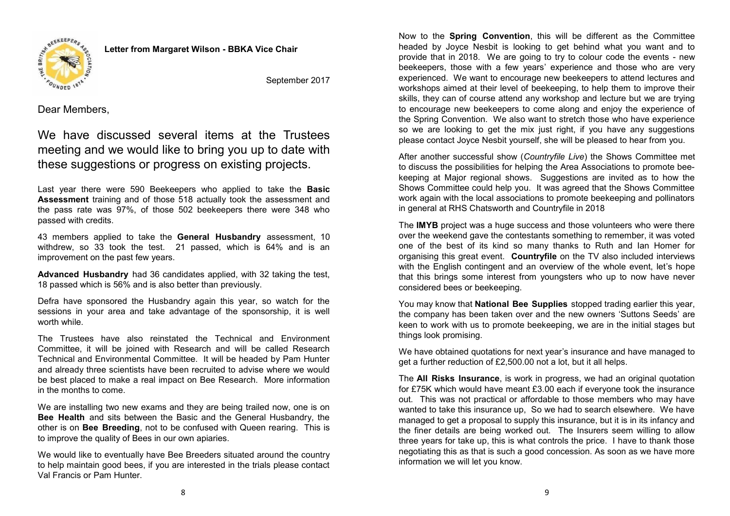**Letter from Margaret Wilson - BBKA Vice Chair**

September 2017

Dear Members,

## We have discussed several items at the Trustees meeting and we would like to bring you up to date with these suggestions or progress on existing projects.

Last year there were 590 Beekeepers who applied to take the **Basic Assessment** training and of those 518 actually took the assessment and the pass rate was 97%, of those 502 beekeepers there were 348 who passed with credits.

43 members applied to take the **General Husbandry** assessment, 10 withdrew, so 33 took the test. 21 passed, which is 64% and is an improvement on the past few years.

**Advanced Husbandry** had 36 candidates applied, with 32 taking the test, 18 passed which is 56% and is also better than previously.

Defra have sponsored the Husbandry again this year, so watch for the sessions in your area and take advantage of the sponsorship, it is well worth while.

The Trustees have also reinstated the Technical and Environment Committee, it will be joined with Research and will be called Research Technical and Environmental Committee. It will be headed by Pam Hunter and already three scientists have been recruited to advise where we would be best placed to make a real impact on Bee Research. More information in the months to come.

We are installing two new exams and they are being trailed now, one is on **Bee Health** and sits between the Basic and the General Husbandry, the other is on **Bee Breeding**, not to be confused with Queen rearing. This is to improve the quality of Bees in our own apiaries.

We would like to eventually have Bee Breeders situated around the country to help maintain good bees, if you are interested in the trials please contact Val Francis or Pam Hunter.

Now to the **Spring Convention**, this will be different as the Committee headed by Joyce Nesbit is looking to get behind what you want and to provide that in 2018. We are going to try to colour code the events - new beekeepers, those with a few years' experience and those who are very experienced. We want to encourage new beekeepers to attend lectures and workshops aimed at their level of beekeeping, to help them to improve their skills, they can of course attend any workshop and lecture but we are trying to encourage new beekeepers to come along and enjoy the experience of the Spring Convention. We also want to stretch those who have experience so we are looking to get the mix just right, if you have any suggestions please contact Joyce Nesbit yourself, she will be pleased to hear from you.

After another successful show (*Countryfile Live*) the Shows Committee met to discuss the possibilities for helping the Area Associations to promote bee-keeping at Major regional shows. Suggestions are invited as to how the Shows Committee could help you. It was agreed that the Shows Committee work again with the local associations to promote beekeeping and pollinators in general at RHS Chatsworth and Countryfile in 2018

The **IMYB** project was a huge success and those volunteers who were there over the weekend gave the contestants something to remember, it was voted one of the best of its kind so many thanks to Ruth and Ian Homer for organising this great event. **Countryfile** on the TV also included interviews with the English contingent and an overview of the whole event, let's hope that this brings some interest from youngsters who up to now have never considered bees or beekeeping.

You may know that **National Bee Supplies** stopped trading earlier this year, the company has been taken over and the new owners 'Suttons Seeds' are keen to work with us to promote beekeeping, we are in the initial stages but things look promising.

We have obtained quotations for next year's insurance and have managed to get a further reduction of £2,500.00 not a lot, but it all helps.

The **All Risks Insurance**, is work in progress, we had an original quotation for £75K which would have meant £3.00 each if everyone took the insurance out. This was not practical or affordable to those members who may have wanted to take this insurance up, So we had to search elsewhere. We have managed to get a proposal to supply this insurance, but it is in its infancy and the finer details are being worked out. The Insurers seem willing to allow three years for take up, this is what controls the price. I have to thank those negotiating this as that is such a good concession. As soon as we have more information we will let you know.